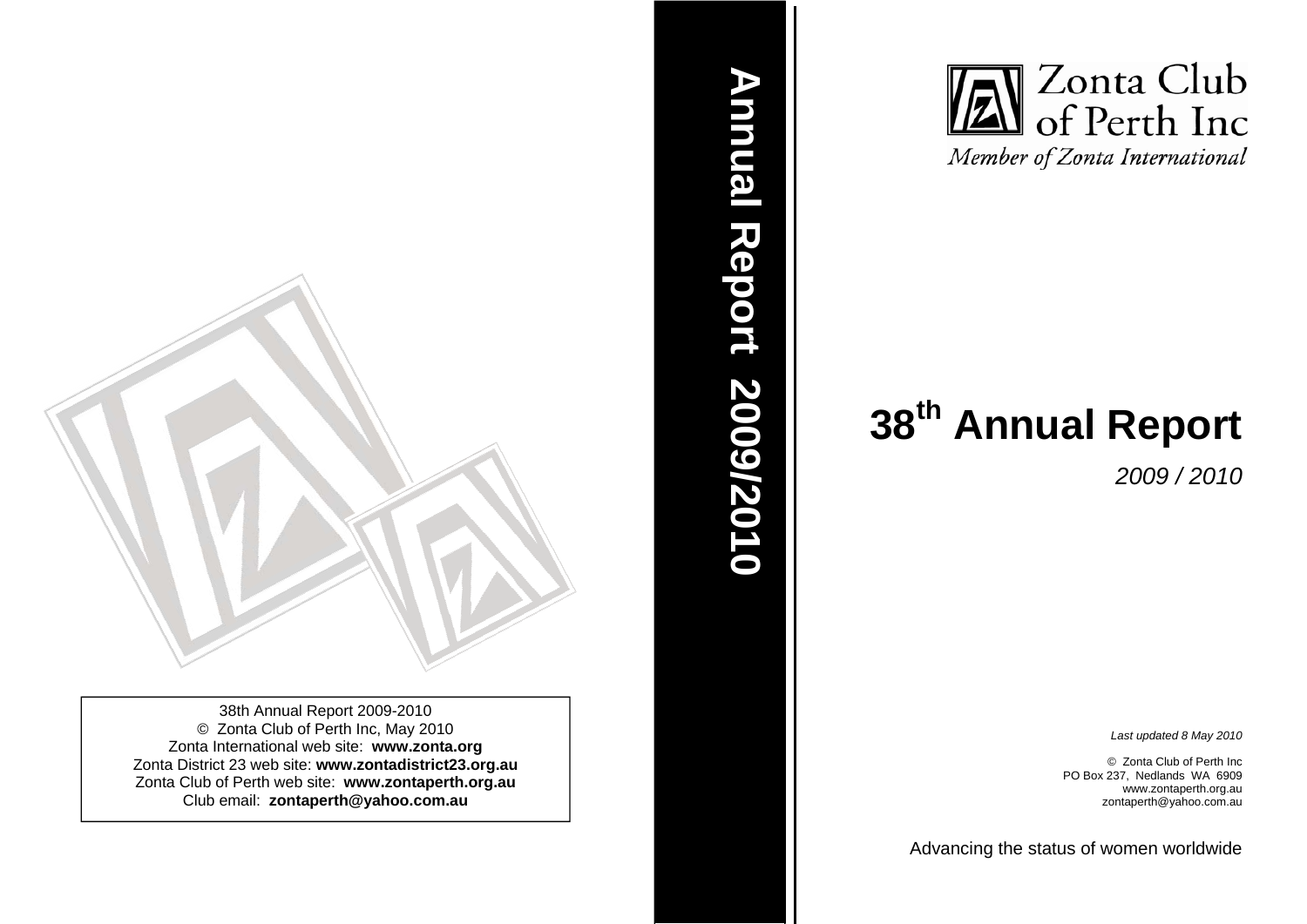38th Annual Report 2009-2010
© Zonta Club of Perth Inc, May 2010
Zonta International web site: **www.zonta.org**
Zonta District 23 web site: **www.zontadistrict23.org.au**
Zonta Club of Perth web site: **www.zontaperth.org.au**
Club email: **zontaperth@yahoo.com.au**

**Annual Report 2009/2010**

Zonta Club of Perth Inc
*Member of Zonta International*

# 38th Annual Report

*2009 / 2010*

*Last updated 8 May 2010*

© Zonta Club of Perth Inc
PO Box 237, Nedlands WA 6909
www.zontaperth.org.au
zontaperth@yahoo.com.au

Advancing the status of women worldwide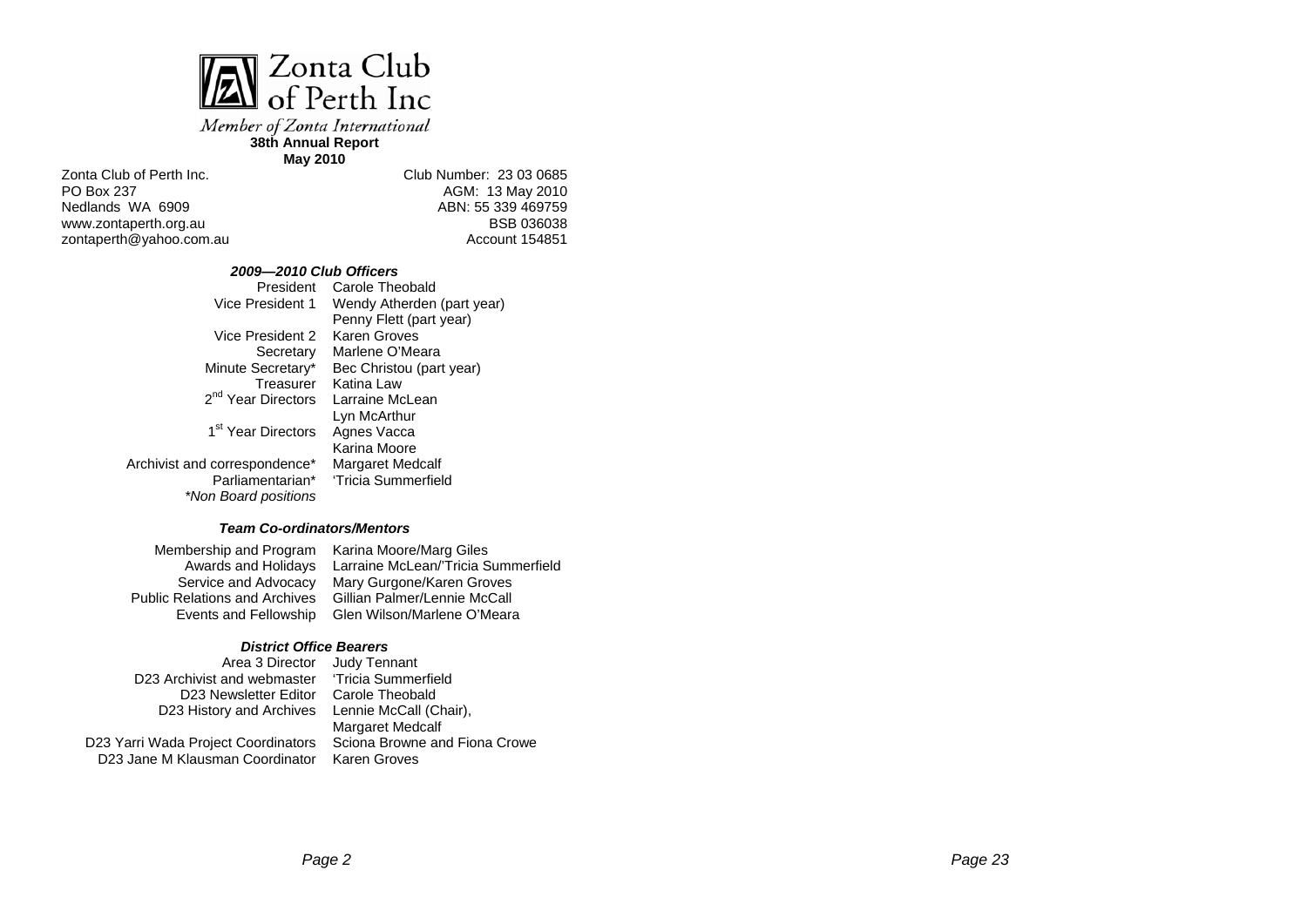# Zonta Club of Perth Inc

*Member of Zonta International*

**38th Annual Report**

**May 2010**

Zonta Club of Perth Inc.
PO Box 237
Nedlands WA 6909
www.zontaperth.org.au
zontaperth@yahoo.com.au

Club Number: 23 03 0685
AGM: 13 May 2010
ABN: 55 339 469759
BSB 036038
Account 154851

### *2009—2010 Club Officers*

| | |
|---|---|
| President | Carole Theobald |
| Vice President 1 | Wendy Atherden (part year) |
| | Penny Flett (part year) |
| Vice President 2 | Karen Groves |
| Secretary | Marlene O'Meara |
| Minute Secretary* | Bec Christou (part year) |
| Treasurer | Katina Law |
| 2nd Year Directors | Larraine McLean |
| | Lyn McArthur |
| 1st Year Directors | Agnes Vacca |
| | Karina Moore |
| Archivist and correspondence* | Margaret Medcalf |
| Parliamentarian* | 'Tricia Summerfield |

*\*Non Board positions*

### *Team Co-ordinators/Mentors*

| | |
|---|---|
| Membership and Program | Karina Moore/Marg Giles |
| Awards and Holidays | Larraine McLean/'Tricia Summerfield |
| Service and Advocacy | Mary Gurgone/Karen Groves |
| Public Relations and Archives | Gillian Palmer/Lennie McCall |
| Events and Fellowship | Glen Wilson/Marlene O'Meara |

### *District Office Bearers*

| | |
|---|---|
| Area 3 Director | Judy Tennant |
| D23 Archivist and webmaster | 'Tricia Summerfield |
| D23 Newsletter Editor | Carole Theobald |
| D23 History and Archives | Lennie McCall (Chair), |
| | Margaret Medcalf |
| D23 Yarri Wada Project Coordinators | Sciona Browne and Fiona Crowe |
| D23 Jane M Klausman Coordinator | Karen Groves |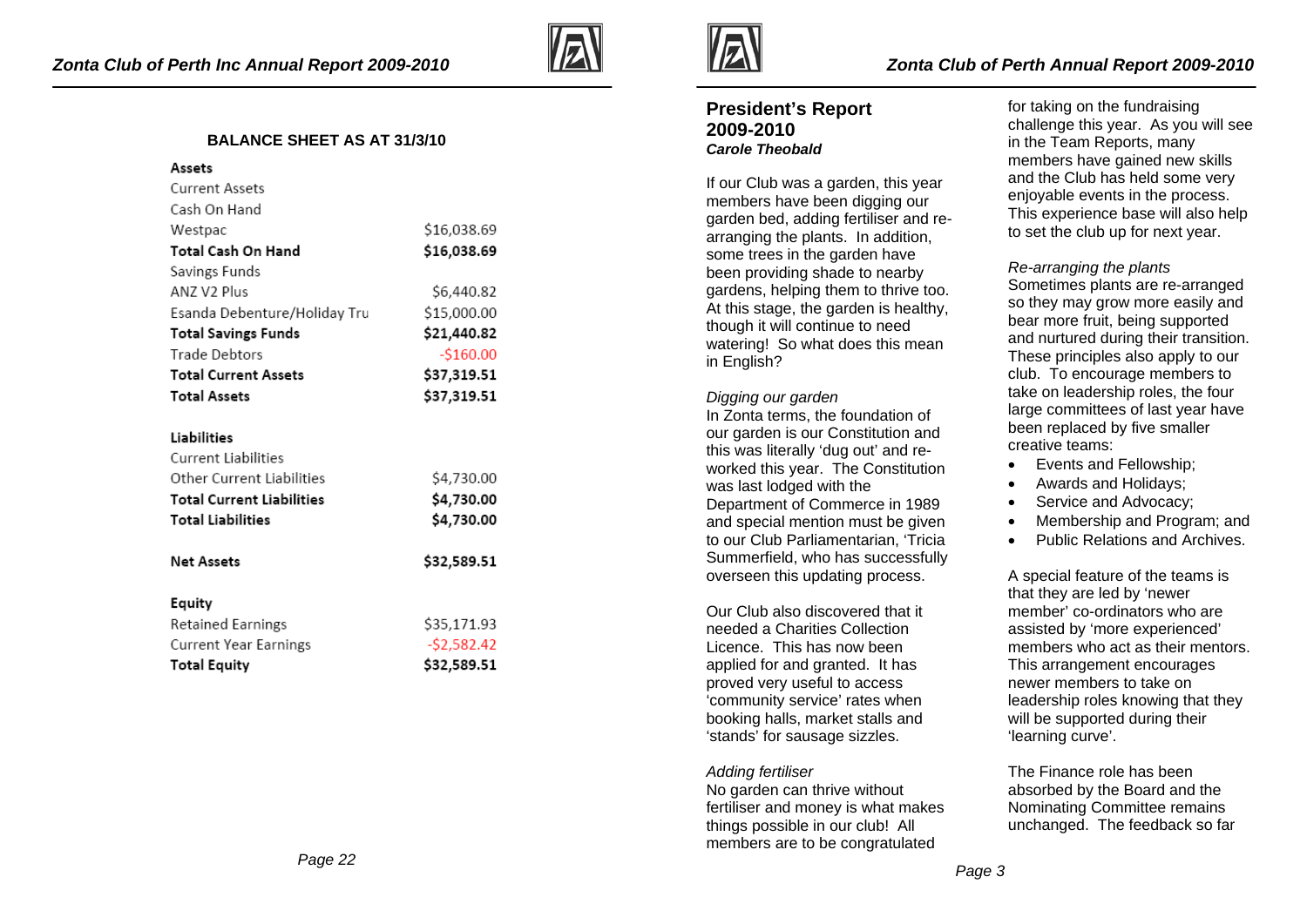**BALANCE SHEET AS AT 31/3/10**

| | |
|---|---|
| **Assets** | |
| Current Assets | |
| Cash On Hand | |
| Westpac | $16,038.69 |
| **Total Cash On Hand** | **$16,038.69** |
| Savings Funds | |
| ANZ V2 Plus | $6,440.82 |
| Esanda Debenture/Holiday Tru | $15,000.00 |
| **Total Savings Funds** | **$21,440.82** |
| Trade Debtors | -$160.00 |
| **Total Current Assets** | **$37,319.51** |
| **Total Assets** | **$37,319.51** |
| | |
| **Liabilities** | |
| Current Liabilities | |
| Other Current Liabilities | $4,730.00 |
| **Total Current Liabilities** | **$4,730.00** |
| **Total Liabilities** | **$4,730.00** |
| | |
| **Net Assets** | **$32,589.51** |
| | |
| **Equity** | |
| Retained Earnings | $35,171.93 |
| Current Year Earnings | -$2,582.42 |
| **Total Equity** | **$32,589.51** |

## President's Report 2009-2010

***Carole Theobald***

If our Club was a garden, this year members have been digging our garden bed, adding fertiliser and re-arranging the plants. In addition, some trees in the garden have been providing shade to nearby gardens, helping them to thrive too. At this stage, the garden is healthy, though it will continue to need watering! So what does this mean in English?

*Digging our garden*

In Zonta terms, the foundation of our garden is our Constitution and this was literally 'dug out' and re-worked this year. The Constitution was last lodged with the Department of Commerce in 1989 and special mention must be given to our Club Parliamentarian, 'Tricia Summerfield, who has successfully overseen this updating process.

Our Club also discovered that it needed a Charities Collection Licence. This has now been applied for and granted. It has proved very useful to access 'community service' rates when booking halls, market stalls and 'stands' for sausage sizzles.

*Adding fertiliser*

No garden can thrive without fertiliser and money is what makes things possible in our club! All members are to be congratulated for taking on the fundraising challenge this year. As you will see in the Team Reports, many members have gained new skills and the Club has held some very enjoyable events in the process. This experience base will also help to set the club up for next year.

*Re-arranging the plants*

Sometimes plants are re-arranged so they may grow more easily and bear more fruit, being supported and nurtured during their transition. These principles also apply to our club. To encourage members to take on leadership roles, the four large committees of last year have been replaced by five smaller creative teams:

- Events and Fellowship;
- Awards and Holidays;
- Service and Advocacy;
- Membership and Program; and
- Public Relations and Archives.

A special feature of the teams is that they are led by 'newer member' co-ordinators who are assisted by 'more experienced' members who act as their mentors. This arrangement encourages newer members to take on leadership roles knowing that they will be supported during their 'learning curve'.

The Finance role has been absorbed by the Board and the Nominating Committee remains unchanged. The feedback so far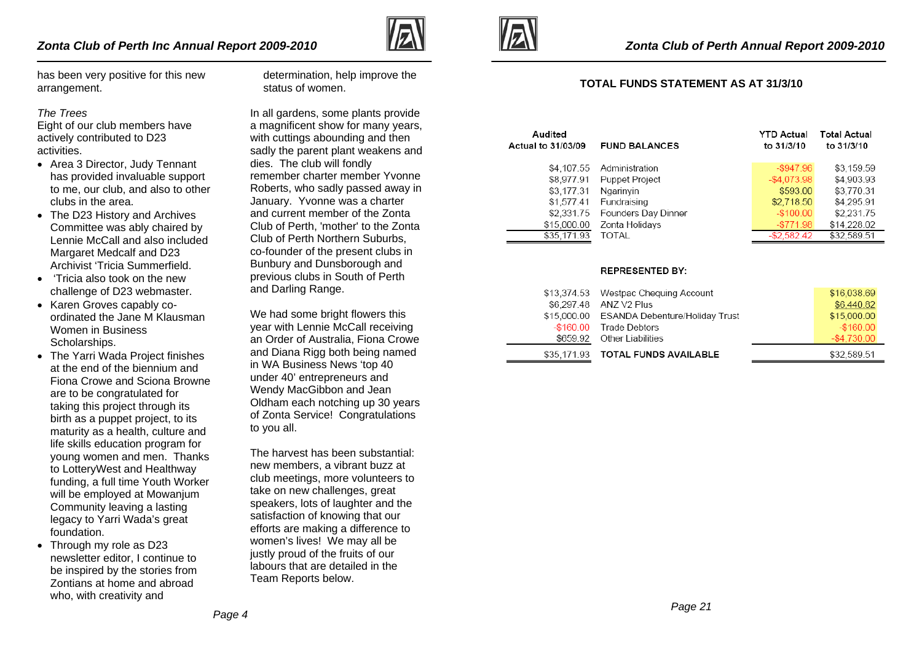has been very positive for this new arrangement.

*The Trees*

Eight of our club members have actively contributed to D23 activities.

- Area 3 Director, Judy Tennant has provided invaluable support to me, our club, and also to other clubs in the area.
- The D23 History and Archives Committee was ably chaired by Lennie McCall and also included Margaret Medcalf and D23 Archivist 'Tricia Summerfield.
- 'Tricia also took on the new challenge of D23 webmaster.
- Karen Groves capably co-ordinated the Jane M Klausman Women in Business Scholarships.
- The Yarri Wada Project finishes at the end of the biennium and Fiona Crowe and Sciona Browne are to be congratulated for taking this project through its birth as a puppet project, to its maturity as a health, culture and life skills education program for young women and men. Thanks to LotteryWest and Healthway funding, a full time Youth Worker will be employed at Mowanjum Community leaving a lasting legacy to Yarri Wada's great foundation.
- Through my role as D23 newsletter editor, I continue to be inspired by the stories from Zontians at home and abroad who, with creativity and determination, help improve the status of women.

In all gardens, some plants provide a magnificent show for many years, with cuttings abounding and then sadly the parent plant weakens and dies. The club will fondly remember charter member Yvonne Roberts, who sadly passed away in January. Yvonne was a charter and current member of the Zonta Club of Perth, 'mother' to the Zonta Club of Perth Northern Suburbs, co-founder of the present clubs in Bunbury and Dunsborough and previous clubs in South of Perth and Darling Range.

We had some bright flowers this year with Lennie McCall receiving an Order of Australia, Fiona Crowe and Diana Rigg both being named in WA Business News 'top 40 under 40' entrepreneurs and Wendy MacGibbon and Jean Oldham each notching up 30 years of Zonta Service! Congratulations to you all.

The harvest has been substantial: new members, a vibrant buzz at club meetings, more volunteers to take on new challenges, great speakers, lots of laughter and the satisfaction of knowing that our efforts are making a difference to women's lives! We may all be justly proud of the fruits of our labours that are detailed in the Team Reports below.

## TOTAL FUNDS STATEMENT AS AT 31/3/10

| Audited Actual to 31/03/09 | FUND BALANCES | YTD Actual to 31/3/10 | Total Actual to 31/3/10 |
|---|---|---|---|
| $4,107.55 | Administration | -$947.96 | $3,159.59 |
| $8,977.91 | Puppet Project | -$4,073.98 | $4,903.93 |
| $3,177.31 | Ngarinyin | $593.00 | $3,770.31 |
| $1,577.41 | Fundraising | $2,718.50 | $4,295.91 |
| $2,331.75 | Founders Day Dinner | -$100.00 | $2,231.75 |
| $15,000.00 | Zonta Holidays | -$771.98 | $14,228.02 |
| $35,171.93 | TOTAL | -$2,582.42 | $32,589.51 |

**REPRESENTED BY:**

| Audited Actual to 31/03/09 | | | Total Actual to 31/3/10 |
|---|---|---|---|
| $13,374.53 | Westpac Chequing Account | | $16,038.69 |
| $6,297.48 | ANZ V2 Plus | | $6,440.82 |
| $15,000.00 | ESANDA Debenture/Holiday Trust | | $15,000.00 |
| -$160.00 | Trade Debtors | | -$160.00 |
| $659.92 | Other Liabilities | | -$4,730.00 |
| $35,171.93 | TOTAL FUNDS AVAILABLE | | $32,589.51 |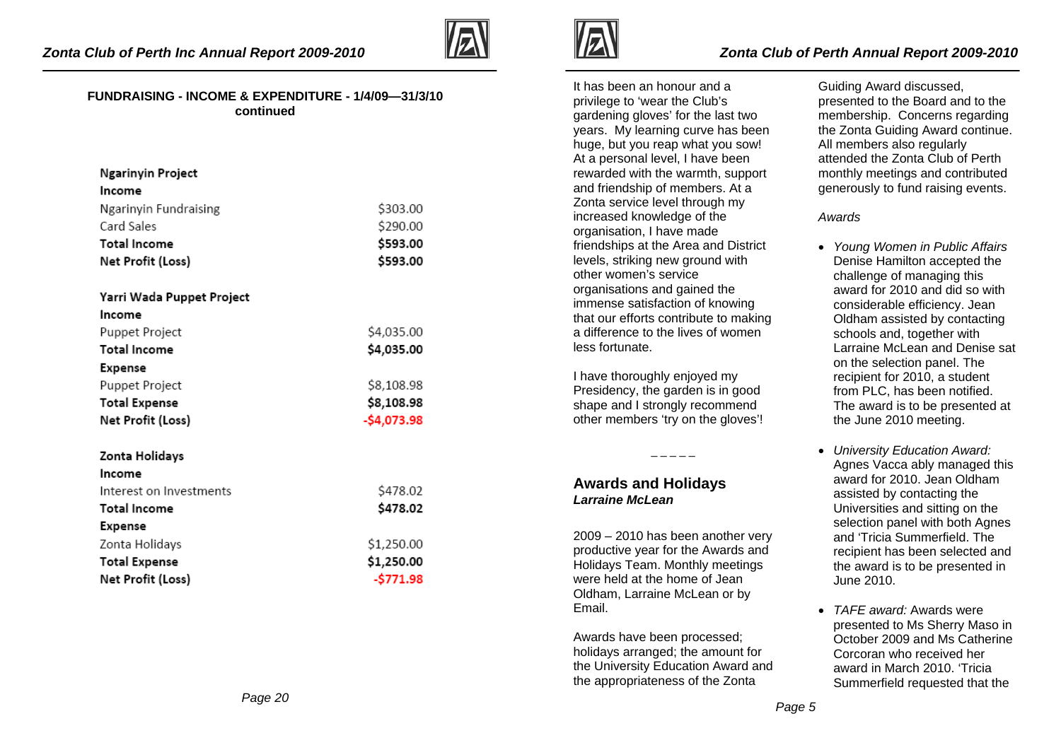**FUNDRAISING - INCOME & EXPENDITURE - 1/4/09—31/3/10 continued**

| **Ngarinyin Project** | |
|---|---|
| **Income** | |
| Ngarinyin Fundraising | $303.00 |
| Card Sales | $290.00 |
| **Total Income** | **$593.00** |
| **Net Profit (Loss)** | **$593.00** |

| **Yarri Wada Puppet Project** | |
|---|---|
| **Income** | |
| Puppet Project | $4,035.00 |
| **Total Income** | **$4,035.00** |
| **Expense** | |
| Puppet Project | $8,108.98 |
| **Total Expense** | **$8,108.98** |
| **Net Profit (Loss)** | **-$4,073.98** |

| **Zonta Holidays** | |
|---|---|
| **Income** | |
| Interest on Investments | $478.02 |
| **Total Income** | **$478.02** |
| **Expense** | |
| Zonta Holidays | $1,250.00 |
| **Total Expense** | **$1,250.00** |
| **Net Profit (Loss)** | **-$771.98** |

It has been an honour and a privilege to 'wear the Club's gardening gloves' for the last two years. My learning curve has been huge, but you reap what you sow! At a personal level, I have been rewarded with the warmth, support and friendship of members. At a Zonta service level through my increased knowledge of the organisation, I have made friendships at the Area and District levels, striking new ground with other women's service organisations and gained the immense satisfaction of knowing that our efforts contribute to making a difference to the lives of women less fortunate.

I have thoroughly enjoyed my Presidency, the garden is in good shape and I strongly recommend other members 'try on the gloves'!

_ _ _ _ _

## Awards and Holidays

***Larraine McLean***

2009 – 2010 has been another very productive year for the Awards and Holidays Team. Monthly meetings were held at the home of Jean Oldham, Larraine McLean or by Email.

Awards have been processed; holidays arranged; the amount for the University Education Award and the appropriateness of the Zonta Guiding Award discussed, presented to the Board and to the membership. Concerns regarding the Zonta Guiding Award continue. All members also regularly attended the Zonta Club of Perth monthly meetings and contributed generously to fund raising events.

*Awards*

- *Young Women in Public Affairs* Denise Hamilton accepted the challenge of managing this award for 2010 and did so with considerable efficiency. Jean Oldham assisted by contacting schools and, together with Larraine McLean and Denise sat on the selection panel. The recipient for 2010, a student from PLC, has been notified. The award is to be presented at the June 2010 meeting.
- *University Education Award:* Agnes Vacca ably managed this award for 2010. Jean Oldham assisted by contacting the Universities and sitting on the selection panel with both Agnes and 'Tricia Summerfield. The recipient has been selected and the award is to be presented in June 2010.
- *TAFE award:* Awards were presented to Ms Sherry Maso in October 2009 and Ms Catherine Corcoran who received her award in March 2010. 'Tricia Summerfield requested that the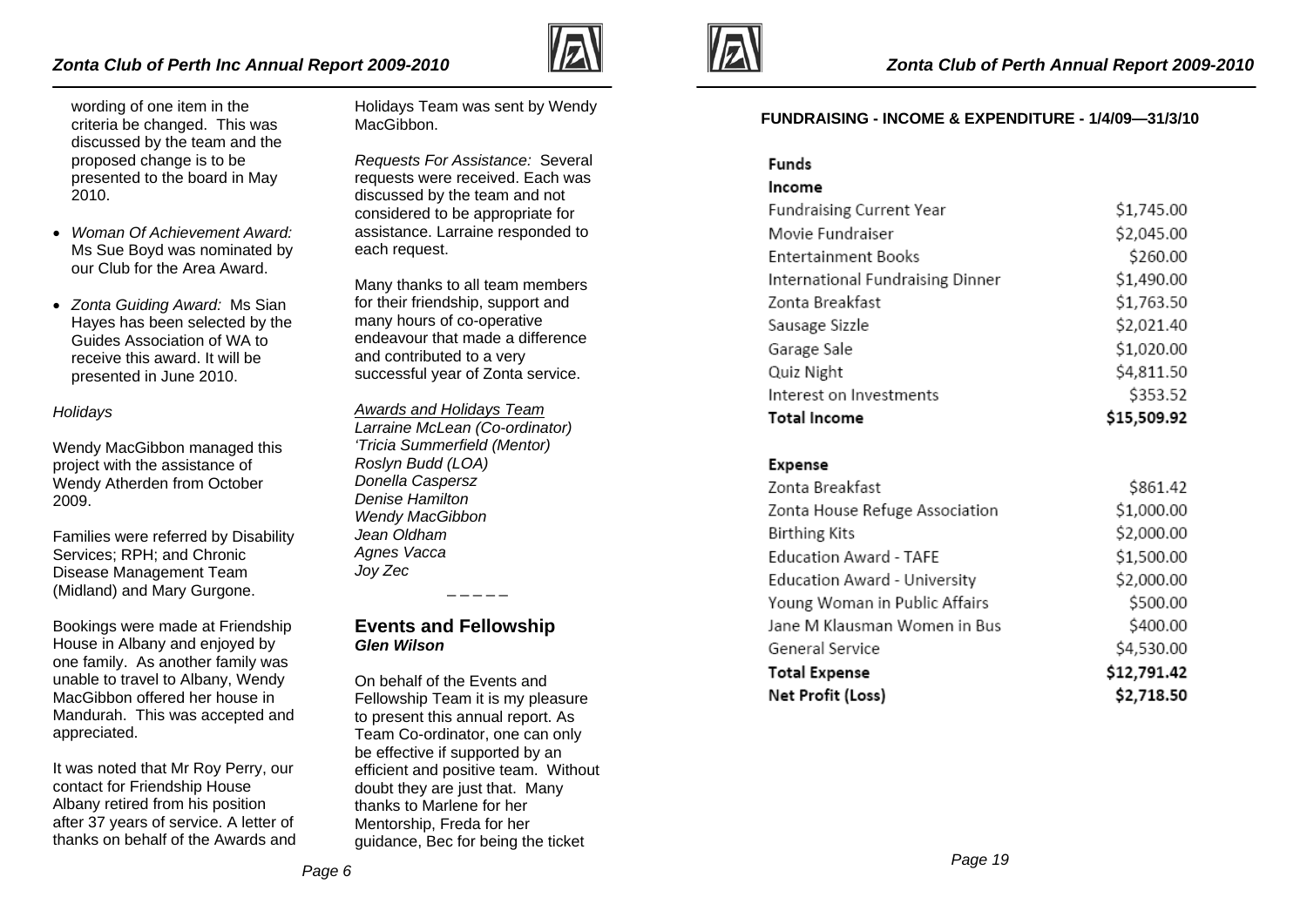wording of one item in the criteria be changed. This was discussed by the team and the proposed change is to be presented to the board in May 2010.

- *Woman Of Achievement Award:* Ms Sue Boyd was nominated by our Club for the Area Award.
- *Zonta Guiding Award:* Ms Sian Hayes has been selected by the Guides Association of WA to receive this award. It will be presented in June 2010.

*Holidays*

Wendy MacGibbon managed this project with the assistance of Wendy Atherden from October 2009.

Families were referred by Disability Services; RPH; and Chronic Disease Management Team (Midland) and Mary Gurgone.

Bookings were made at Friendship House in Albany and enjoyed by one family. As another family was unable to travel to Albany, Wendy MacGibbon offered her house in Mandurah. This was accepted and appreciated.

It was noted that Mr Roy Perry, our contact for Friendship House Albany retired from his position after 37 years of service. A letter of thanks on behalf of the Awards and Holidays Team was sent by Wendy MacGibbon.

*Requests For Assistance:* Several requests were received. Each was discussed by the team and not considered to be appropriate for assistance. Larraine responded to each request.

Many thanks to all team members for their friendship, support and many hours of co-operative endeavour that made a difference and contributed to a very successful year of Zonta service.

*Awards and Holidays Team*
*Larraine McLean (Co-ordinator)*
*'Tricia Summerfield (Mentor)*
*Roslyn Budd (LOA)*
*Donella Caspersz*
*Denise Hamilton*
*Wendy MacGibbon*
*Jean Oldham*
*Agnes Vacca*
*Joy Zec*

– – – – –

## Events and Fellowship
***Glen Wilson***

On behalf of the Events and Fellowship Team it is my pleasure to present this annual report. As Team Co-ordinator, one can only be effective if supported by an efficient and positive team. Without doubt they are just that. Many thanks to Marlene for her Mentorship, Freda for her guidance, Bec for being the ticket

**FUNDRAISING - INCOME & EXPENDITURE - 1/4/09—31/3/10**

| **Funds** | |
|---|---|
| **Income** | |
| Fundraising Current Year | $1,745.00 |
| Movie Fundraiser | $2,045.00 |
| Entertainment Books | $260.00 |
| International Fundraising Dinner | $1,490.00 |
| Zonta Breakfast | $1,763.50 |
| Sausage Sizzle | $2,021.40 |
| Garage Sale | $1,020.00 |
| Quiz Night | $4,811.50 |
| Interest on Investments | $353.52 |
| **Total Income** | **$15,509.92** |
| | |
| **Expense** | |
| Zonta Breakfast | $861.42 |
| Zonta House Refuge Association | $1,000.00 |
| Birthing Kits | $2,000.00 |
| Education Award - TAFE | $1,500.00 |
| Education Award - University | $2,000.00 |
| Young Woman in Public Affairs | $500.00 |
| Jane M Klausman Women in Bus | $400.00 |
| General Service | $4,530.00 |
| **Total Expense** | **$12,791.42** |
| **Net Profit (Loss)** | **$2,718.50** |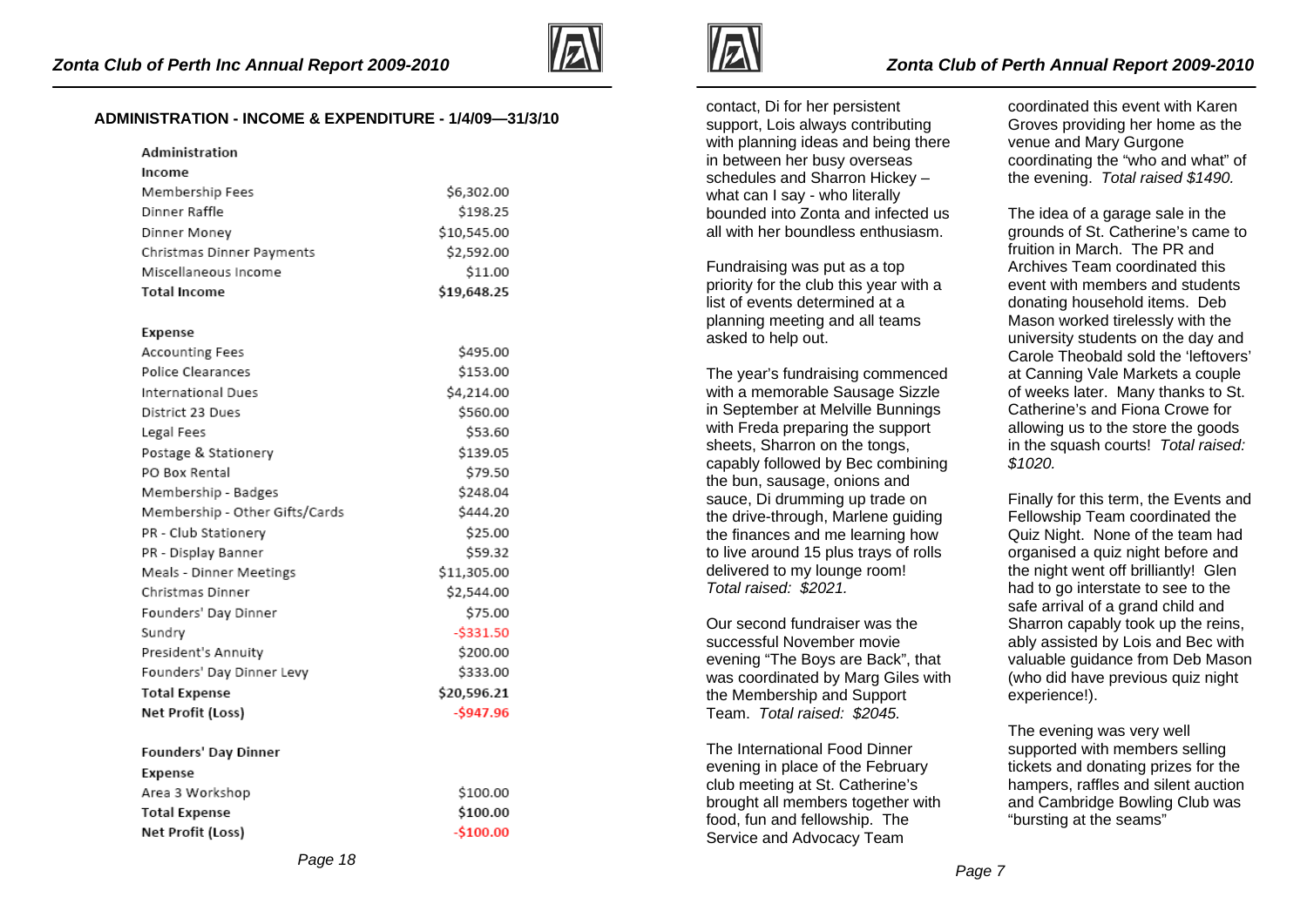## ADMINISTRATION - INCOME & EXPENDITURE - 1/4/09—31/3/10

| Administration | |
|---|---|
| **Income** | |
| Membership Fees | $6,302.00 |
| Dinner Raffle | $198.25 |
| Dinner Money | $10,545.00 |
| Christmas Dinner Payments | $2,592.00 |
| Miscellaneous Income | $11.00 |
| **Total Income** | **$19,648.25** |
| | |
| **Expense** | |
| Accounting Fees | $495.00 |
| Police Clearances | $153.00 |
| International Dues | $4,214.00 |
| District 23 Dues | $560.00 |
| Legal Fees | $53.60 |
| Postage & Stationery | $139.05 |
| PO Box Rental | $79.50 |
| Membership - Badges | $248.04 |
| Membership - Other Gifts/Cards | $444.20 |
| PR - Club Stationery | $25.00 |
| PR - Display Banner | $59.32 |
| Meals - Dinner Meetings | $11,305.00 |
| Christmas Dinner | $2,544.00 |
| Founders' Day Dinner | $75.00 |
| Sundry | -$331.50 |
| President's Annuity | $200.00 |
| Founders' Day Dinner Levy | $333.00 |
| **Total Expense** | **$20,596.21** |
| **Net Profit (Loss)** | **-$947.96** |

| Founders' Day Dinner | |
|---|---|
| **Expense** | |
| Area 3 Workshop | $100.00 |
| **Total Expense** | **$100.00** |
| **Net Profit (Loss)** | **-$100.00** |

contact, Di for her persistent support, Lois always contributing with planning ideas and being there in between her busy overseas schedules and Sharron Hickey – what can I say - who literally bounded into Zonta and infected us all with her boundless enthusiasm.

Fundraising was put as a top priority for the club this year with a list of events determined at a planning meeting and all teams asked to help out.

The year's fundraising commenced with a memorable Sausage Sizzle in September at Melville Bunnings with Freda preparing the support sheets, Sharron on the tongs, capably followed by Bec combining the bun, sausage, onions and sauce, Di drumming up trade on the drive-through, Marlene guiding the finances and me learning how to live around 15 plus trays of rolls delivered to my lounge room! *Total raised: $2021.*

Our second fundraiser was the successful November movie evening "The Boys are Back", that was coordinated by Marg Giles with the Membership and Support Team. *Total raised: $2045.*

The International Food Dinner evening in place of the February club meeting at St. Catherine's brought all members together with food, fun and fellowship. The Service and Advocacy Team coordinated this event with Karen Groves providing her home as the venue and Mary Gurgone coordinating the "who and what" of the evening. *Total raised $1490.*

The idea of a garage sale in the grounds of St. Catherine's came to fruition in March. The PR and Archives Team coordinated this event with members and students donating household items. Deb Mason worked tirelessly with the university students on the day and Carole Theobald sold the 'leftovers' at Canning Vale Markets a couple of weeks later. Many thanks to St. Catherine's and Fiona Crowe for allowing us to the store the goods in the squash courts! *Total raised: $1020.*

Finally for this term, the Events and Fellowship Team coordinated the Quiz Night. None of the team had organised a quiz night before and the night went off brilliantly! Glen had to go interstate to see to the safe arrival of a grand child and Sharron capably took up the reins, ably assisted by Lois and Bec with valuable guidance from Deb Mason (who did have previous quiz night experience!).

The evening was very well supported with members selling tickets and donating prizes for the hampers, raffles and silent auction and Cambridge Bowling Club was "bursting at the seams"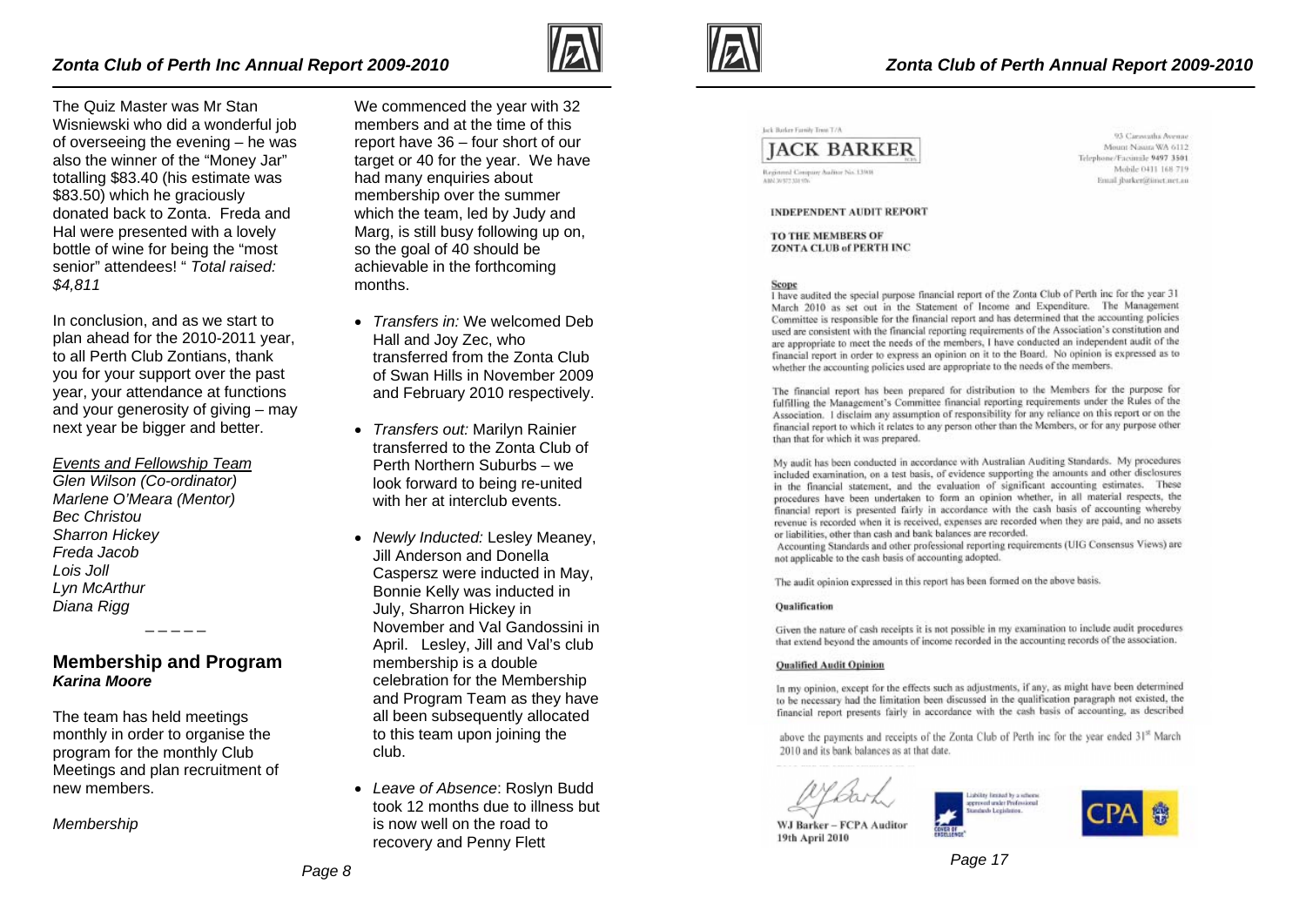The Quiz Master was Mr Stan Wisniewski who did a wonderful job of overseeing the evening – he was also the winner of the "Money Jar" totalling $83.40 (his estimate was $83.50) which he graciously donated back to Zonta. Freda and Hal were presented with a lovely bottle of wine for being the "most senior" attendees! " *Total raised: $4,811*

In conclusion, and as we start to plan ahead for the 2010-2011 year, to all Perth Club Zontians, thank you for your support over the past year, your attendance at functions and your generosity of giving – may next year be bigger and better.

*Events and Fellowship Team*
*Glen Wilson (Co-ordinator)*
*Marlene O'Meara (Mentor)*
*Bec Christou*
*Sharron Hickey*
*Freda Jacob*
*Lois Joll*
*Lyn McArthur*
*Diana Rigg*

– – – – –

## Membership and Program
***Karina Moore***

The team has held meetings monthly in order to organise the program for the monthly Club Meetings and plan recruitment of new members.

*Membership*

We commenced the year with 32 members and at the time of this report have 36 – four short of our target or 40 for the year. We have had many enquiries about membership over the summer which the team, led by Judy and Marg, is still busy following up on, so the goal of 40 should be achievable in the forthcoming months.

- *Transfers in:* We welcomed Deb Hall and Joy Zec, who transferred from the Zonta Club of Swan Hills in November 2009 and February 2010 respectively.
- *Transfers out:* Marilyn Rainier transferred to the Zonta Club of Perth Northern Suburbs – we look forward to being re-united with her at interclub events.
- *Newly Inducted:* Lesley Meaney, Jill Anderson and Donella Caspersz were inducted in May, Bonnie Kelly was inducted in July, Sharron Hickey in November and Val Gandossini in April. Lesley, Jill and Val's club membership is a double celebration for the Membership and Program Team as they have all been subsequently allocated to this team upon joining the club.
- *Leave of Absence*: Roslyn Budd took 12 months due to illness but is now well on the road to recovery and Penny Flett

---

Jack Barker Family Trust T/A
**JACK BARKER**
Registered Company Auditor No. 13908
ABN 30 577 331 956

93 Caraweatha Avenue
Mount Nasura WA 6112
Telephone/Facsimile 9497 3501
Mobile 0411 168 719
Email jbarker@iinet.net.au

**INDEPENDENT AUDIT REPORT**

**TO THE MEMBERS OF ZONTA CLUB of PERTH INC**

**Scope**

I have audited the special purpose financial report of the Zonta Club of Perth inc for the year 31 March 2010 as set out in the Statement of Income and Expenditure. The Management Committee is responsible for the financial report and has determined that the accounting policies used are consistent with the financial reporting requirements of the Association's constitution and are appropriate to meet the needs of the members, I have conducted an independent audit of the financial report in order to express an opinion on it to the Board. No opinion is expressed as to whether the accounting policies used are appropriate to the needs of the members.

The financial report has been prepared for distribution to the Members for the purpose for fulfilling the Management's Committee financial reporting requirements under the Rules of the Association. I disclaim any assumption of responsibility for any reliance on this report or on the financial report to which it relates to any person other than the Members, or for any purpose other than that for which it was prepared.

My audit has been conducted in accordance with Australian Auditing Standards. My procedures included examination, on a test basis, of evidence supporting the amounts and other disclosures in the financial statement, and the evaluation of significant accounting estimates. These procedures have been undertaken to form an opinion whether, in all material respects, the financial report is presented fairly in accordance with the cash basis of accounting whereby revenue is recorded when it is received, expenses are recorded when they are paid, and no assets or liabilities, other than cash and bank balances are recorded.
Accounting Standards and other professional reporting requirements (UIG Consensus Views) are not applicable to the cash basis of accounting adopted.

The audit opinion expressed in this report has been formed on the above basis.

**Qualification**

Given the nature of cash receipts it is not possible in my examination to include audit procedures that extend beyond the amounts of income recorded in the accounting records of the association.

**Qualified Audit Opinion**

In my opinion, except for the effects such as adjustments, if any, as might have been determined to be necessary had the limitation been discussed in the qualification paragraph not existed, the financial report presents fairly in accordance with the cash basis of accounting, as described above the payments and receipts of the Zonta Club of Perth inc for the year ended 31st March 2010 and its bank balances as at that date.

WJ Barker – FCPA Auditor
19th April 2010

Liability limited by a scheme approved under Professional Standards Legislation.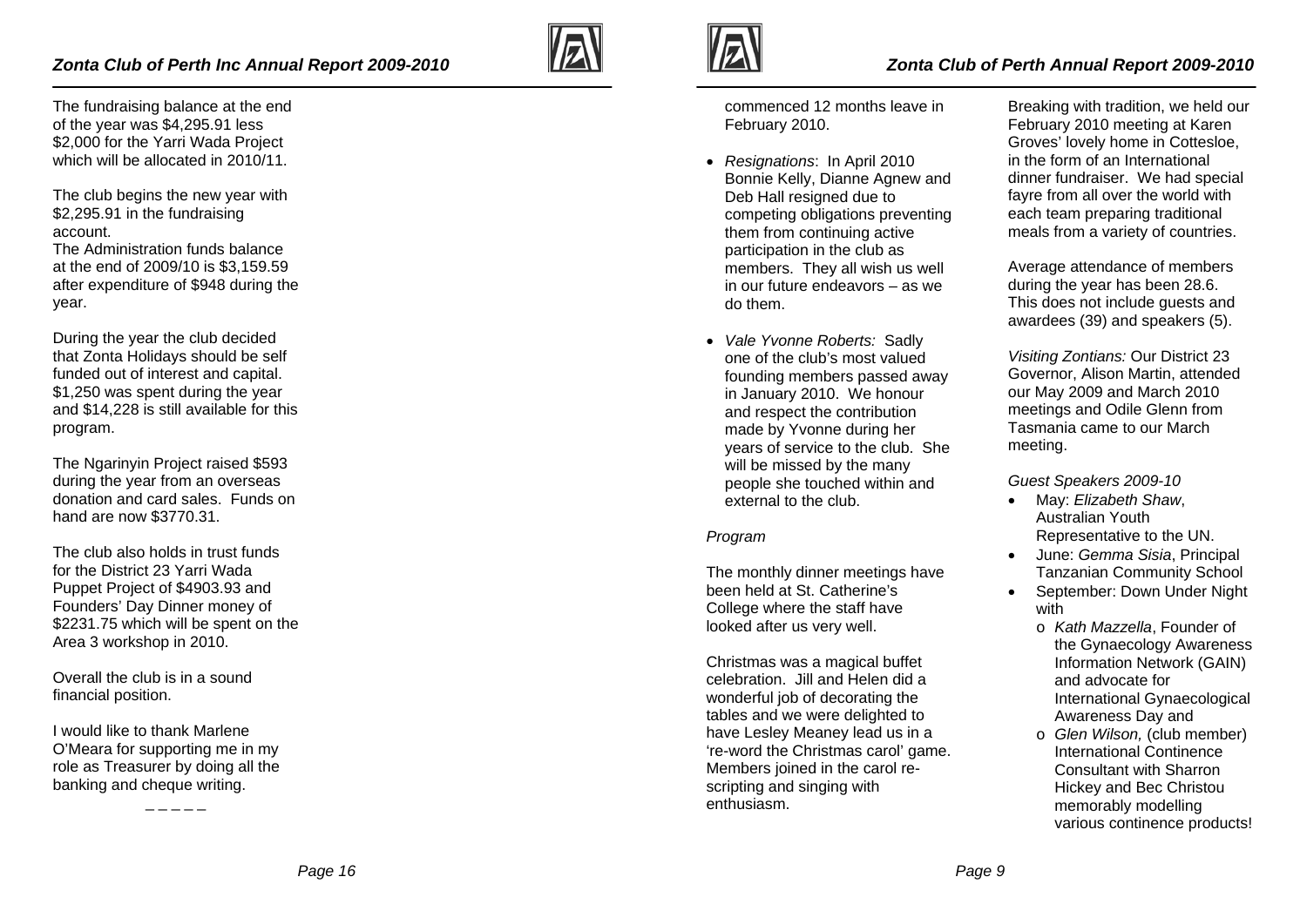The fundraising balance at the end of the year was $4,295.91 less $2,000 for the Yarri Wada Project which will be allocated in 2010/11.

The club begins the new year with $2,295.91 in the fundraising account.
The Administration funds balance at the end of 2009/10 is $3,159.59 after expenditure of $948 during the year.

During the year the club decided that Zonta Holidays should be self funded out of interest and capital. $1,250 was spent during the year and $14,228 is still available for this program.

The Ngarinyin Project raised $593 during the year from an overseas donation and card sales. Funds on hand are now $3770.31.

The club also holds in trust funds for the District 23 Yarri Wada Puppet Project of $4903.93 and Founders' Day Dinner money of $2231.75 which will be spent on the Area 3 workshop in 2010.

Overall the club is in a sound financial position.

I would like to thank Marlene O'Meara for supporting me in my role as Treasurer by doing all the banking and cheque writing.

_ _ _ _ _

commenced 12 months leave in February 2010.

- *Resignations*: In April 2010 Bonnie Kelly, Dianne Agnew and Deb Hall resigned due to competing obligations preventing them from continuing active participation in the club as members. They all wish us well in our future endeavors – as we do them.
- *Vale Yvonne Roberts:* Sadly one of the club's most valued founding members passed away in January 2010. We honour and respect the contribution made by Yvonne during her years of service to the club. She will be missed by the many people she touched within and external to the club.

*Program*

The monthly dinner meetings have been held at St. Catherine's College where the staff have looked after us very well.

Christmas was a magical buffet celebration. Jill and Helen did a wonderful job of decorating the tables and we were delighted to have Lesley Meaney lead us in a 're-word the Christmas carol' game. Members joined in the carol re-scripting and singing with enthusiasm.

Breaking with tradition, we held our February 2010 meeting at Karen Groves' lovely home in Cottesloe, in the form of an International dinner fundraiser. We had special fayre from all over the world with each team preparing traditional meals from a variety of countries.

Average attendance of members during the year has been 28.6. This does not include guests and awardees (39) and speakers (5).

*Visiting Zontians:* Our District 23 Governor, Alison Martin, attended our May 2009 and March 2010 meetings and Odile Glenn from Tasmania came to our March meeting.

*Guest Speakers 2009-10*

- May: *Elizabeth Shaw*, Australian Youth Representative to the UN.
- June: *Gemma Sisia*, Principal Tanzanian Community School
- September: Down Under Night with
  - *Kath Mazzella*, Founder of the Gynaecology Awareness Information Network (GAIN) and advocate for International Gynaecological Awareness Day and
  - *Glen Wilson,* (club member) International Continence Consultant with Sharron Hickey and Bec Christou memorably modelling various continence products!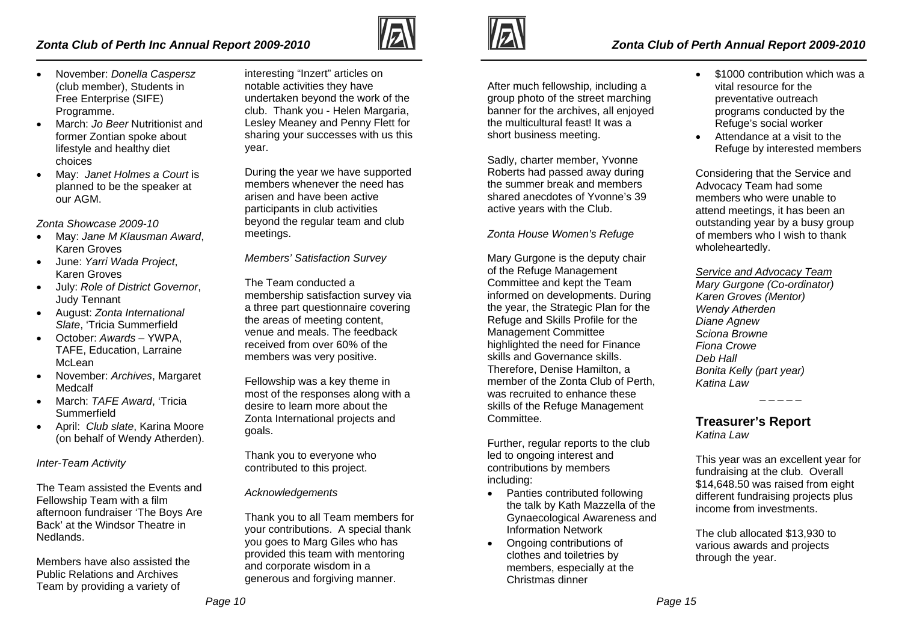- November: *Donella Caspersz* (club member), Students in Free Enterprise (SIFE) Programme.
- March: *Jo Beer* Nutritionist and former Zontian spoke about lifestyle and healthy diet choices
- May: *Janet Holmes a Court* is planned to be the speaker at our AGM.

*Zonta Showcase 2009-10*

- May: *Jane M Klausman Award*, Karen Groves
- June: *Yarri Wada Project*, Karen Groves
- July: *Role of District Governor*, Judy Tennant
- August: *Zonta International Slate*, 'Tricia Summerfield
- October: *Awards* – YWPA, TAFE, Education, Larraine McLean
- November: *Archives*, Margaret Medcalf
- March: *TAFE Award*, 'Tricia Summerfield
- April: *Club slate*, Karina Moore (on behalf of Wendy Atherden).

*Inter-Team Activity*

The Team assisted the Events and Fellowship Team with a film afternoon fundraiser 'The Boys Are Back' at the Windsor Theatre in Nedlands.

Members have also assisted the Public Relations and Archives Team by providing a variety of interesting "Inzert" articles on notable activities they have undertaken beyond the work of the club. Thank you - Helen Margaria, Lesley Meaney and Penny Flett for sharing your successes with us this year.

During the year we have supported members whenever the need has arisen and have been active participants in club activities beyond the regular team and club meetings.

*Members' Satisfaction Survey*

The Team conducted a membership satisfaction survey via a three part questionnaire covering the areas of meeting content, venue and meals. The feedback received from over 60% of the members was very positive.

Fellowship was a key theme in most of the responses along with a desire to learn more about the Zonta International projects and goals.

Thank you to everyone who contributed to this project.

*Acknowledgements*

Thank you to all Team members for your contributions. A special thank you goes to Marg Giles who has provided this team with mentoring and corporate wisdom in a generous and forgiving manner.

After much fellowship, including a group photo of the street marching banner for the archives, all enjoyed the multicultural feast! It was a short business meeting.

Sadly, charter member, Yvonne Roberts had passed away during the summer break and members shared anecdotes of Yvonne's 39 active years with the Club.

*Zonta House Women's Refuge*

Mary Gurgone is the deputy chair of the Refuge Management Committee and kept the Team informed on developments. During the year, the Strategic Plan for the Refuge and Skills Profile for the Management Committee highlighted the need for Finance skills and Governance skills. Therefore, Denise Hamilton, a member of the Zonta Club of Perth, was recruited to enhance these skills of the Refuge Management Committee.

Further, regular reports to the club led to ongoing interest and contributions by members including:

- Panties contributed following the talk by Kath Mazzella of the Gynaecological Awareness and Information Network
- Ongoing contributions of clothes and toiletries by members, especially at the Christmas dinner
- $1000 contribution which was a vital resource for the preventative outreach programs conducted by the Refuge's social worker
- Attendance at a visit to the Refuge by interested members

Considering that the Service and Advocacy Team had some members who were unable to attend meetings, it has been an outstanding year by a busy group of members who I wish to thank wholeheartedly.

*Service and Advocacy Team*
*Mary Gurgone (Co-ordinator)*
*Karen Groves (Mentor)*
*Wendy Atherden*
*Diane Agnew*
*Sciona Browne*
*Fiona Crowe*
*Deb Hall*
*Bonita Kelly (part year)*
*Katina Law*

– – – – –

## Treasurer's Report

*Katina Law*

This year was an excellent year for fundraising at the club. Overall $14,648.50 was raised from eight different fundraising projects plus income from investments.

The club allocated $13,930 to various awards and projects through the year.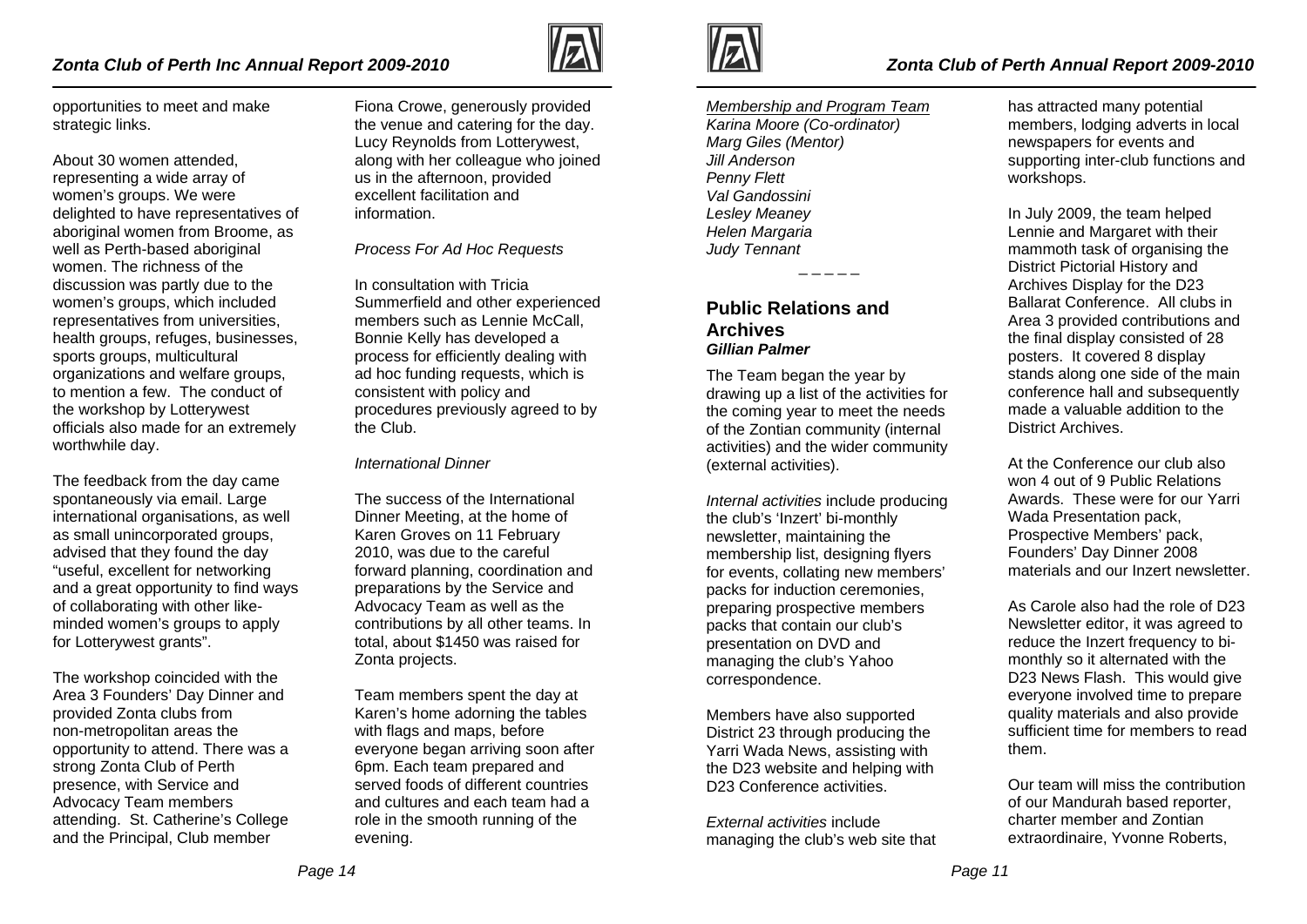opportunities to meet and make strategic links.

About 30 women attended, representing a wide array of women's groups. We were delighted to have representatives of aboriginal women from Broome, as well as Perth-based aboriginal women. The richness of the discussion was partly due to the women's groups, which included representatives from universities, health groups, refuges, businesses, sports groups, multicultural organizations and welfare groups, to mention a few. The conduct of the workshop by Lotterywest officials also made for an extremely worthwhile day.

The feedback from the day came spontaneously via email. Large international organisations, as well as small unincorporated groups, advised that they found the day "useful, excellent for networking and a great opportunity to find ways of collaborating with other like-minded women's groups to apply for Lotterywest grants".

The workshop coincided with the Area 3 Founders' Day Dinner and provided Zonta clubs from non-metropolitan areas the opportunity to attend. There was a strong Zonta Club of Perth presence, with Service and Advocacy Team members attending. St. Catherine's College and the Principal, Club member Fiona Crowe, generously provided the venue and catering for the day. Lucy Reynolds from Lotterywest, along with her colleague who joined us in the afternoon, provided excellent facilitation and information.

*Process For Ad Hoc Requests*

In consultation with Tricia Summerfield and other experienced members such as Lennie McCall, Bonnie Kelly has developed a process for efficiently dealing with ad hoc funding requests, which is consistent with policy and procedures previously agreed to by the Club.

*International Dinner*

The success of the International Dinner Meeting, at the home of Karen Groves on 11 February 2010, was due to the careful forward planning, coordination and preparations by the Service and Advocacy Team as well as the contributions by all other teams. In total, about $1450 was raised for Zonta projects.

Team members spent the day at Karen's home adorning the tables with flags and maps, before everyone began arriving soon after 6pm. Each team prepared and served foods of different countries and cultures and each team had a role in the smooth running of the evening.

*Membership and Program Team*
*Karina Moore (Co-ordinator)*
*Marg Giles (Mentor)*
*Jill Anderson*
*Penny Flett*
*Val Gandossini*
*Lesley Meaney*
*Helen Margaria*
*Judy Tennant*

_ _ _ _ _

## Public Relations and Archives

***Gillian Palmer***

The Team began the year by drawing up a list of the activities for the coming year to meet the needs of the Zontian community (internal activities) and the wider community (external activities).

*Internal activities* include producing the club's 'Inzert' bi-monthly newsletter, maintaining the membership list, designing flyers for events, collating new members' packs for induction ceremonies, preparing prospective members packs that contain our club's presentation on DVD and managing the club's Yahoo correspondence.

Members have also supported District 23 through producing the Yarri Wada News, assisting with the D23 website and helping with D23 Conference activities.

*External activities* include managing the club's web site that has attracted many potential members, lodging adverts in local newspapers for events and supporting inter-club functions and workshops.

In July 2009, the team helped Lennie and Margaret with their mammoth task of organising the District Pictorial History and Archives Display for the D23 Ballarat Conference. All clubs in Area 3 provided contributions and the final display consisted of 28 posters. It covered 8 display stands along one side of the main conference hall and subsequently made a valuable addition to the District Archives.

At the Conference our club also won 4 out of 9 Public Relations Awards. These were for our Yarri Wada Presentation pack, Prospective Members' pack, Founders' Day Dinner 2008 materials and our Inzert newsletter.

As Carole also had the role of D23 Newsletter editor, it was agreed to reduce the Inzert frequency to bi-monthly so it alternated with the D23 News Flash. This would give everyone involved time to prepare quality materials and also provide sufficient time for members to read them.

Our team will miss the contribution of our Mandurah based reporter, charter member and Zontian extraordinaire, Yvonne Roberts,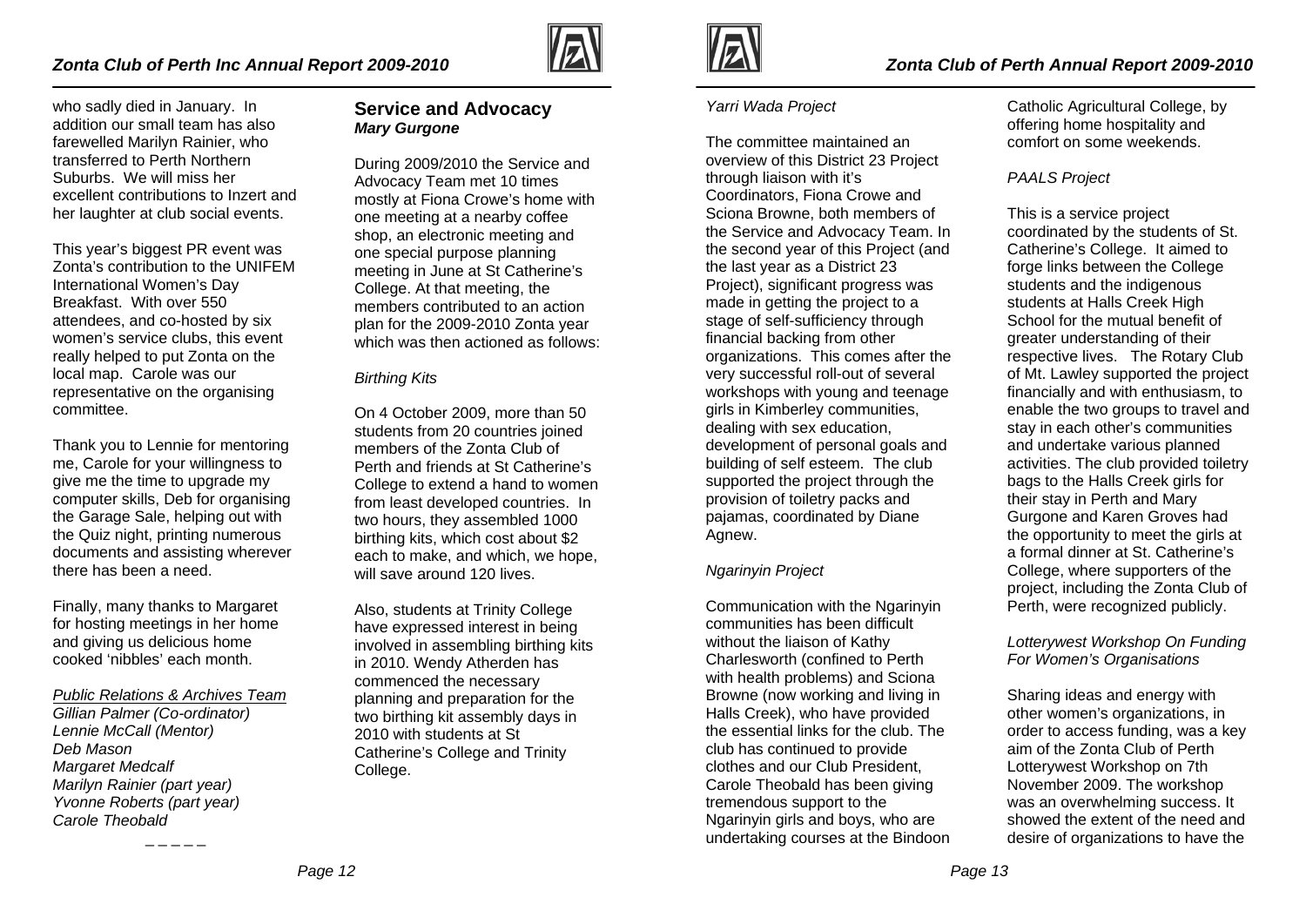who sadly died in January. In addition our small team has also farewelled Marilyn Rainier, who transferred to Perth Northern Suburbs. We will miss her excellent contributions to Inzert and her laughter at club social events.

This year's biggest PR event was Zonta's contribution to the UNIFEM International Women's Day Breakfast. With over 550 attendees, and co-hosted by six women's service clubs, this event really helped to put Zonta on the local map. Carole was our representative on the organising committee.

Thank you to Lennie for mentoring me, Carole for your willingness to give me the time to upgrade my computer skills, Deb for organising the Garage Sale, helping out with the Quiz night, printing numerous documents and assisting wherever there has been a need.

Finally, many thanks to Margaret for hosting meetings in her home and giving us delicious home cooked 'nibbles' each month.

*Public Relations & Archives Team*
*Gillian Palmer (Co-ordinator)*
*Lennie McCall (Mentor)*
*Deb Mason*
*Margaret Medcalf*
*Marilyn Rainier (part year)*
*Yvonne Roberts (part year)*
*Carole Theobald*

_ _ _ _ _

## Service and Advocacy

***Mary Gurgone***

During 2009/2010 the Service and Advocacy Team met 10 times mostly at Fiona Crowe's home with one meeting at a nearby coffee shop, an electronic meeting and one special purpose planning meeting in June at St Catherine's College. At that meeting, the members contributed to an action plan for the 2009-2010 Zonta year which was then actioned as follows:

*Birthing Kits*

On 4 October 2009, more than 50 students from 20 countries joined members of the Zonta Club of Perth and friends at St Catherine's College to extend a hand to women from least developed countries. In two hours, they assembled 1000 birthing kits, which cost about $2 each to make, and which, we hope, will save around 120 lives.

Also, students at Trinity College have expressed interest in being involved in assembling birthing kits in 2010. Wendy Atherden has commenced the necessary planning and preparation for the two birthing kit assembly days in 2010 with students at St Catherine's College and Trinity College.

*Yarri Wada Project*

The committee maintained an overview of this District 23 Project through liaison with it's Coordinators, Fiona Crowe and Sciona Browne, both members of the Service and Advocacy Team. In the second year of this Project (and the last year as a District 23 Project), significant progress was made in getting the project to a stage of self-sufficiency through financial backing from other organizations. This comes after the very successful roll-out of several workshops with young and teenage girls in Kimberley communities, dealing with sex education, development of personal goals and building of self esteem. The club supported the project through the provision of toiletry packs and pajamas, coordinated by Diane Agnew.

*Ngarinyin Project*

Communication with the Ngarinyin communities has been difficult without the liaison of Kathy Charlesworth (confined to Perth with health problems) and Sciona Browne (now working and living in Halls Creek), who have provided the essential links for the club. The club has continued to provide clothes and our Club President, Carole Theobald has been giving tremendous support to the Ngarinyin girls and boys, who are undertaking courses at the Bindoon Catholic Agricultural College, by offering home hospitality and comfort on some weekends.

*PAALS Project*

This is a service project coordinated by the students of St. Catherine's College. It aimed to forge links between the College students and the indigenous students at Halls Creek High School for the mutual benefit of greater understanding of their respective lives. The Rotary Club of Mt. Lawley supported the project financially and with enthusiasm, to enable the two groups to travel and stay in each other's communities and undertake various planned activities. The club provided toiletry bags to the Halls Creek girls for their stay in Perth and Mary Gurgone and Karen Groves had the opportunity to meet the girls at a formal dinner at St. Catherine's College, where supporters of the project, including the Zonta Club of Perth, were recognized publicly.

*Lotterywest Workshop On Funding For Women's Organisations*

Sharing ideas and energy with other women's organizations, in order to access funding, was a key aim of the Zonta Club of Perth Lotterywest Workshop on 7th November 2009. The workshop was an overwhelming success. It showed the extent of the need and desire of organizations to have the